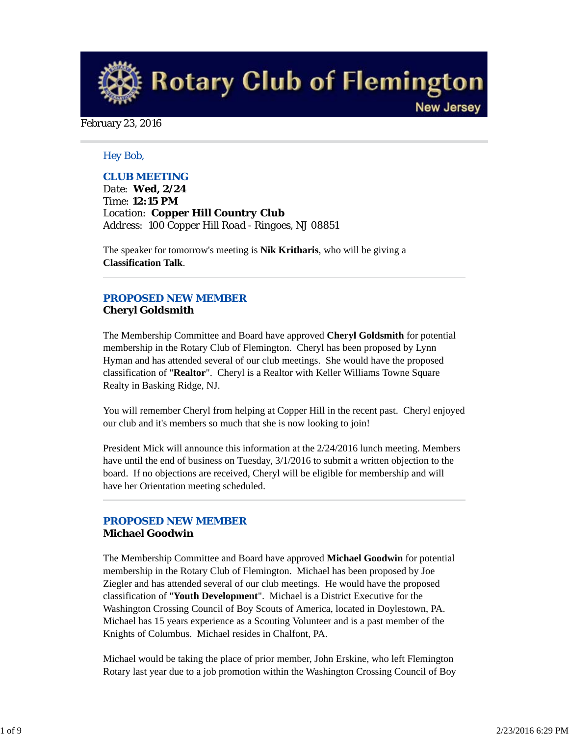# Rotary Club of Flemington

New Jersey

February 23, 2016

Hey Bob,

### CLUB MEETING

Date: **Wed, 2/24**
Time: **12:15 PM**
Location: **Copper Hill Country Club**
Address: 100 Copper Hill Road - Ringoes, NJ 08851

The speaker for tomorrow's meeting is **Nik Kritharis**, who will be giving a **Classification Talk**.

---

### PROPOSED NEW MEMBER

**Cheryl Goldsmith**

The Membership Committee and Board have approved **Cheryl Goldsmith** for potential membership in the Rotary Club of Flemington. Cheryl has been proposed by Lynn Hyman and has attended several of our club meetings. She would have the proposed classification of "**Realtor**". Cheryl is a Realtor with Keller Williams Towne Square Realty in Basking Ridge, NJ.

You will remember Cheryl from helping at Copper Hill in the recent past. Cheryl enjoyed our club and it's members so much that she is now looking to join!

President Mick will announce this information at the 2/24/2016 lunch meeting. Members have until the end of business on Tuesday, 3/1/2016 to submit a written objection to the board. If no objections are received, Cheryl will be eligible for membership and will have her Orientation meeting scheduled.

---

### PROPOSED NEW MEMBER

**Michael Goodwin**

The Membership Committee and Board have approved **Michael Goodwin** for potential membership in the Rotary Club of Flemington. Michael has been proposed by Joe Ziegler and has attended several of our club meetings. He would have the proposed classification of "**Youth Development**". Michael is a District Executive for the Washington Crossing Council of Boy Scouts of America, located in Doylestown, PA. Michael has 15 years experience as a Scouting Volunteer and is a past member of the Knights of Columbus. Michael resides in Chalfont, PA.

Michael would be taking the place of prior member, John Erskine, who left Flemington Rotary last year due to a job promotion within the Washington Crossing Council of Boy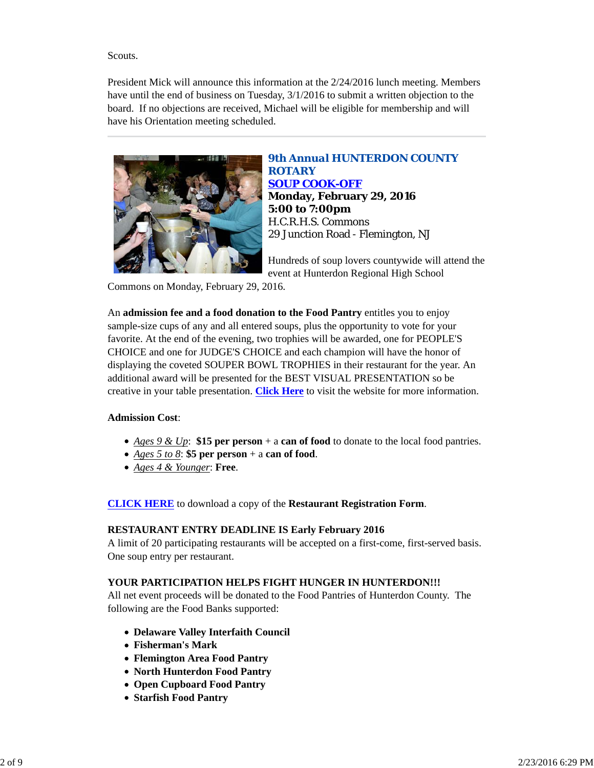Scouts.

President Mick will announce this information at the 2/24/2016 lunch meeting. Members have until the end of business on Tuesday, 3/1/2016 to submit a written objection to the board. If no objections are received, Michael will be eligible for membership and will have his Orientation meeting scheduled.

---

## 9th Annual HUNTERDON COUNTY ROTARY SOUP COOK-OFF

**Monday, February 29, 2016**
**5:00 to 7:00pm**
H.C.R.H.S. Commons
29 Junction Road - Flemington, NJ

Hundreds of soup lovers countywide will attend the event at Hunterdon Regional High School Commons on Monday, February 29, 2016.

An **admission fee and a food donation to the Food Pantry** entitles you to enjoy sample-size cups of any and all entered soups, plus the opportunity to vote for your favorite. At the end of the evening, two trophies will be awarded, one for PEOPLE'S CHOICE and one for JUDGE'S CHOICE and each champion will have the honor of displaying the coveted SOUPER BOWL TROPHIES in their restaurant for the year. An additional award will be presented for the BEST VISUAL PRESENTATION so be creative in your table presentation. **Click Here** to visit the website for more information.

**Admission Cost**:

- *Ages 9 & Up*: **$15 per person** + a **can of food** to donate to the local food pantries.
- *Ages 5 to 8*: **$5 per person** + a **can of food**.
- *Ages 4 & Younger*: **Free**.

**CLICK HERE** to download a copy of the **Restaurant Registration Form**.

**RESTAURANT ENTRY DEADLINE IS Early February 2016**
A limit of 20 participating restaurants will be accepted on a first-come, first-served basis. One soup entry per restaurant.

**YOUR PARTICIPATION HELPS FIGHT HUNGER IN HUNTERDON!!!**
All net event proceeds will be donated to the Food Pantries of Hunterdon County. The following are the Food Banks supported:

- **Delaware Valley Interfaith Council**
- **Fisherman's Mark**
- **Flemington Area Food Pantry**
- **North Hunterdon Food Pantry**
- **Open Cupboard Food Pantry**
- **Starfish Food Pantry**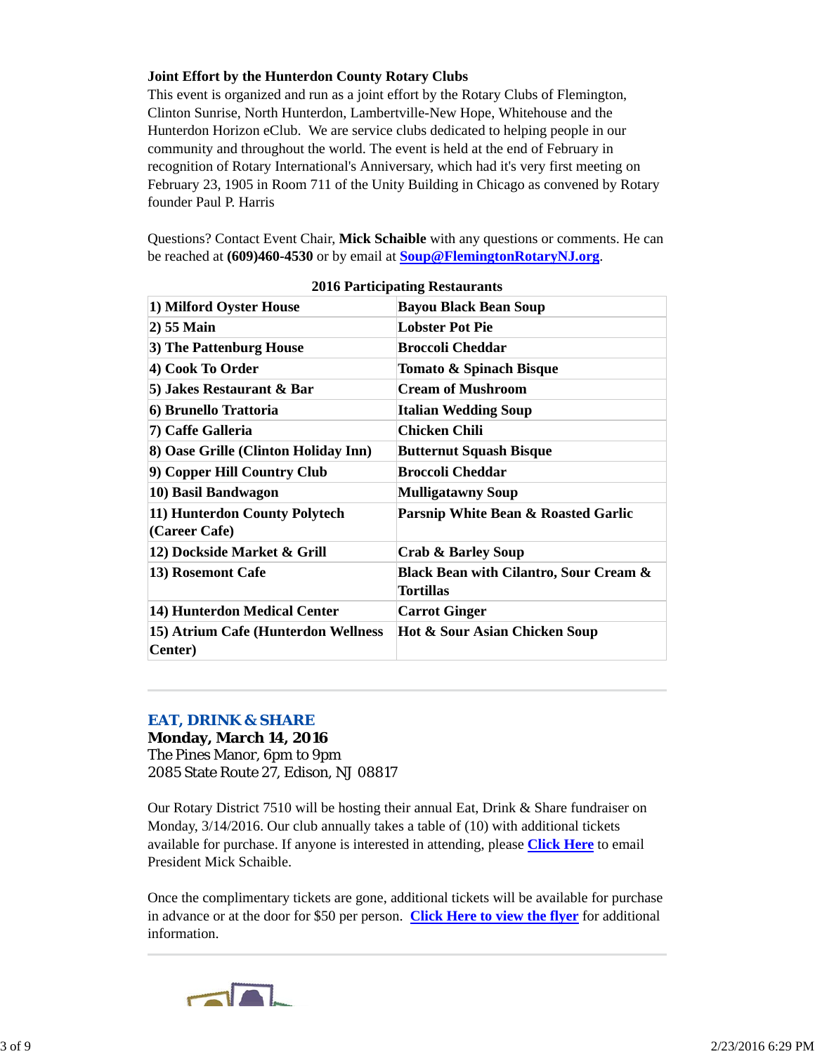**Joint Effort by the Hunterdon County Rotary Clubs**

This event is organized and run as a joint effort by the Rotary Clubs of Flemington, Clinton Sunrise, North Hunterdon, Lambertville-New Hope, Whitehouse and the Hunterdon Horizon eClub.  We are service clubs dedicated to helping people in our community and throughout the world. The event is held at the end of February in recognition of Rotary International's Anniversary, which had it's very first meeting on February 23, 1905 in Room 711 of the Unity Building in Chicago as convened by Rotary founder Paul P. Harris

Questions? Contact Event Chair, **Mick Schaible** with any questions or comments. He can be reached at **(609)460-4530** or by email at **Soup@FlemingtonRotaryNJ.org**.

**2016 Participating Restaurants**

| Restaurant | Soup |
|---|---|
| **1) Milford Oyster House** | **Bayou Black Bean Soup** |
| **2) 55 Main** | **Lobster Pot Pie** |
| **3) The Pattenburg House** | **Broccoli Cheddar** |
| **4) Cook To Order** | **Tomato & Spinach Bisque** |
| **5) Jakes Restaurant & Bar** | **Cream of Mushroom** |
| **6) Brunello Trattoria** | **Italian Wedding Soup** |
| **7) Caffe Galleria** | **Chicken Chili** |
| **8) Oase Grille (Clinton Holiday Inn)** | **Butternut Squash Bisque** |
| **9) Copper Hill Country Club** | **Broccoli Cheddar** |
| **10) Basil Bandwagon** | **Mulligatawny Soup** |
| **11) Hunterdon County Polytech (Career Cafe)** | **Parsnip White Bean & Roasted Garlic** |
| **12) Dockside Market & Grill** | **Crab & Barley Soup** |
| **13) Rosemont Cafe** | **Black Bean with Cilantro, Sour Cream & Tortillas** |
| **14) Hunterdon Medical Center** | **Carrot Ginger** |
| **15) Atrium Cafe (Hunterdon Wellness Center)** | **Hot & Sour Asian Chicken Soup** |

## EAT, DRINK & SHARE

**Monday, March 14, 2016**
The Pines Manor, 6pm to 9pm
2085 State Route 27, Edison, NJ 08817

Our Rotary District 7510 will be hosting their annual Eat, Drink & Share fundraiser on Monday, 3/14/2016. Our club annually takes a table of (10) with additional tickets available for purchase. If anyone is interested in attending, please **Click Here** to email President Mick Schaible.

Once the complimentary tickets are gone, additional tickets will be available for purchase in advance or at the door for $50 per person.  **Click Here to view the flyer** for additional information.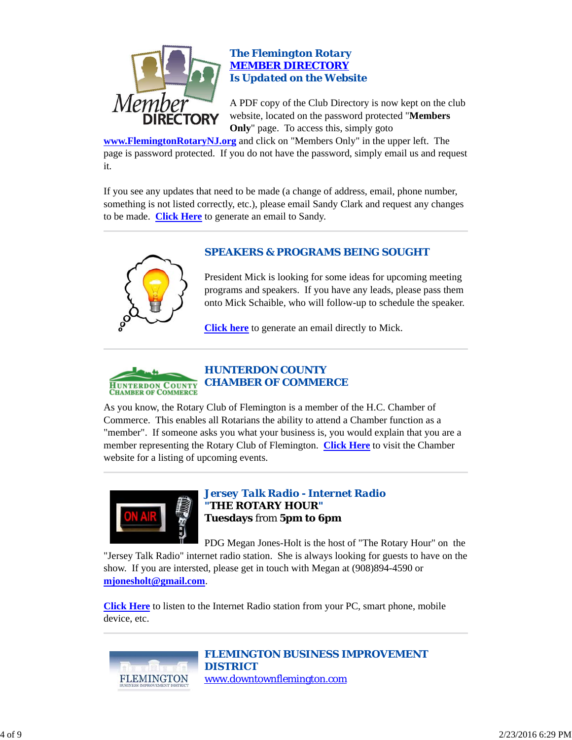### The Flemington Rotary MEMBER DIRECTORY Is Updated on the Website

A PDF copy of the Club Directory is now kept on the club website, located on the password protected "**Members Only**" page. To access this, simply goto **www.FlemingtonRotaryNJ.org** and click on "Members Only" in the upper left. The page is password protected. If you do not have the password, simply email us and request it.

If you see any updates that need to be made (a change of address, email, phone number, something is not listed correctly, etc.), please email Sandy Clark and request any changes to be made. **Click Here** to generate an email to Sandy.

---

### SPEAKERS & PROGRAMS BEING SOUGHT

President Mick is looking for some ideas for upcoming meeting programs and speakers. If you have any leads, please pass them onto Mick Schaible, who will follow-up to schedule the speaker.

**Click here** to generate an email directly to Mick.

---

### HUNTERDON COUNTY CHAMBER OF COMMERCE

As you know, the Rotary Club of Flemington is a member of the H.C. Chamber of Commerce. This enables all Rotarians the ability to attend a Chamber function as a "member". If someone asks you what your business is, you would explain that you are a member representing the Rotary Club of Flemington. **Click Here** to visit the Chamber website for a listing of upcoming events.

---

### *Jersey Talk Radio - Internet Radio*
### "THE ROTARY HOUR"
**Tuesdays** from **5pm to 6pm**

PDG Megan Jones-Holt is the host of "The Rotary Hour" on the "Jersey Talk Radio" internet radio station. She is always looking for guests to have on the show. If you are intersted, please get in touch with Megan at (908)894-4590 or **mjonesholt@gmail.com**.

**Click Here** to listen to the Internet Radio station from your PC, smart phone, mobile device, etc.

---

### FLEMINGTON BUSINESS IMPROVEMENT DISTRICT

www.downtownflemington.com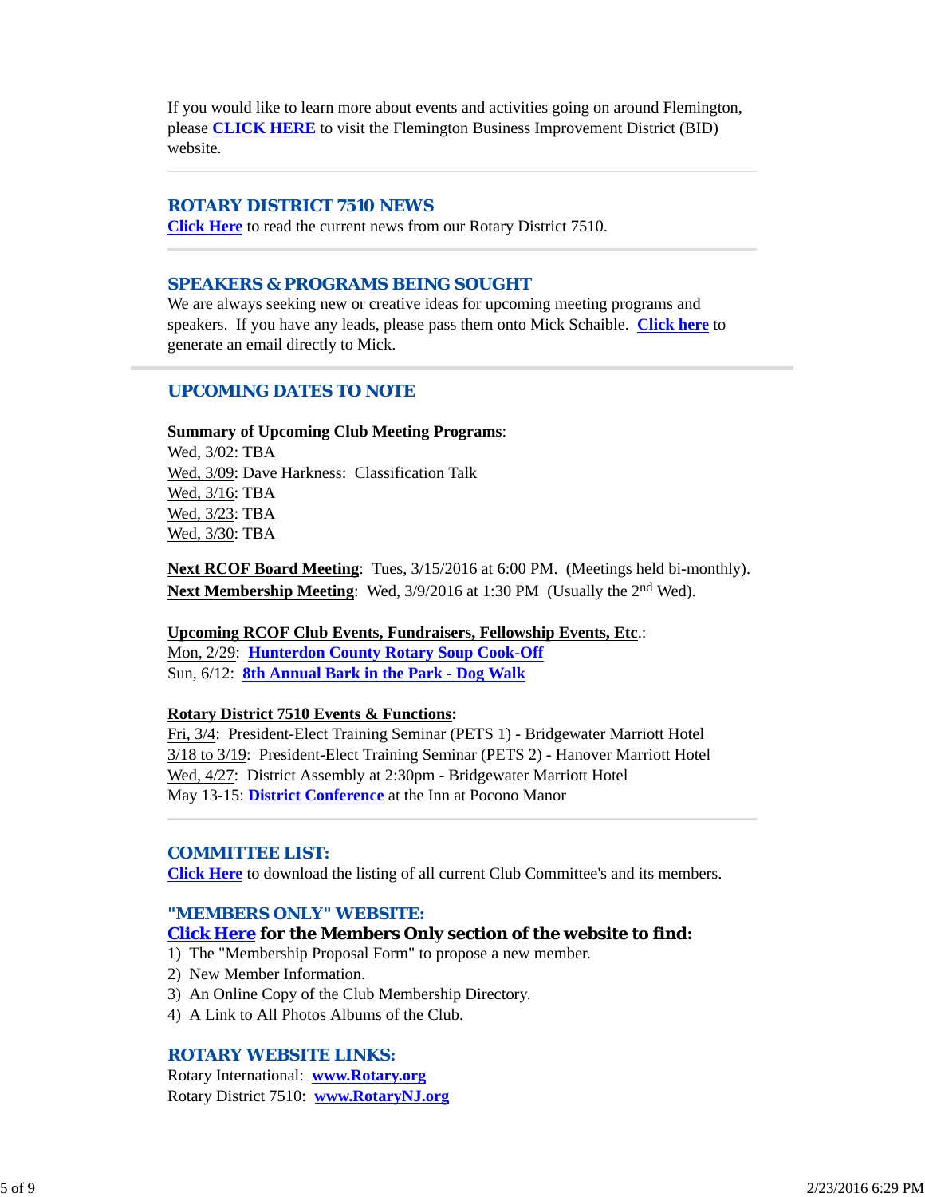If you would like to learn more about events and activities going on around Flemington, please **CLICK HERE** to visit the Flemington Business Improvement District (BID) website.

---

## ROTARY DISTRICT 7510 NEWS

**Click Here** to read the current news from our Rotary District 7510.

---

## SPEAKERS & PROGRAMS BEING SOUGHT

We are always seeking new or creative ideas for upcoming meeting programs and speakers. If you have any leads, please pass them onto Mick Schaible. **Click here** to generate an email directly to Mick.

---

## UPCOMING DATES TO NOTE

**Summary of Upcoming Club Meeting Programs**:

Wed, 3/02: TBA
Wed, 3/09: Dave Harkness: Classification Talk
Wed, 3/16: TBA
Wed, 3/23: TBA
Wed, 3/30: TBA

**Next RCOF Board Meeting**: Tues, 3/15/2016 at 6:00 PM. (Meetings held bi-monthly).
**Next Membership Meeting**: Wed, 3/9/2016 at 1:30 PM (Usually the 2nd Wed).

**Upcoming RCOF Club Events, Fundraisers, Fellowship Events, Etc**.:

Mon, 2/29: **Hunterdon County Rotary Soup Cook-Off**
Sun, 6/12: **8th Annual Bark in the Park - Dog Walk**

**Rotary District 7510 Events & Functions:**

Fri, 3/4: President-Elect Training Seminar (PETS 1) - Bridgewater Marriott Hotel
3/18 to 3/19: President-Elect Training Seminar (PETS 2) - Hanover Marriott Hotel
Wed, 4/27: District Assembly at 2:30pm - Bridgewater Marriott Hotel
May 13-15: **District Conference** at the Inn at Pocono Manor

---

## COMMITTEE LIST:

**Click Here** to download the listing of all current Club Committee's and its members.

## "MEMBERS ONLY" WEBSITE:

**Click Here for the Members Only section of the website to find:**

1) The "Membership Proposal Form" to propose a new member.
2) New Member Information.
3) An Online Copy of the Club Membership Directory.
4) A Link to All Photos Albums of the Club.

## ROTARY WEBSITE LINKS:

Rotary International: **www.Rotary.org**
Rotary District 7510: **www.RotaryNJ.org**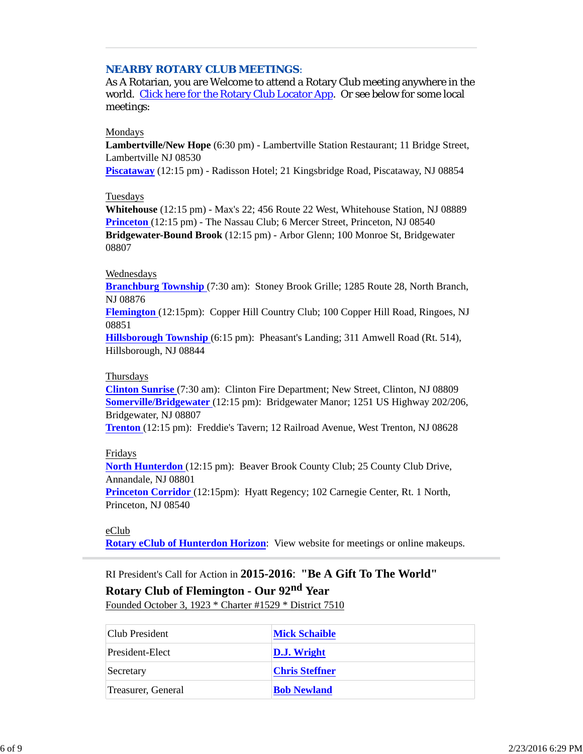## NEARBY ROTARY CLUB MEETINGS:

As A Rotarian, you are Welcome to attend a Rotary Club meeting anywhere in the world. Click here for the Rotary Club Locator App. Or see below for some local meetings:

Mondays

**Lambertville/New Hope** (6:30 pm) - Lambertville Station Restaurant; 11 Bridge Street, Lambertville NJ 08530

**Piscataway** (12:15 pm) - Radisson Hotel; 21 Kingsbridge Road, Piscataway, NJ 08854

Tuesdays

**Whitehouse** (12:15 pm) - Max's 22; 456 Route 22 West, Whitehouse Station, NJ 08889

**Princeton** (12:15 pm) - The Nassau Club; 6 Mercer Street, Princeton, NJ 08540

**Bridgewater-Bound Brook** (12:15 pm) - Arbor Glenn; 100 Monroe St, Bridgewater 08807

Wednesdays

**Branchburg Township** (7:30 am): Stoney Brook Grille; 1285 Route 28, North Branch, NJ 08876

**Flemington** (12:15pm): Copper Hill Country Club; 100 Copper Hill Road, Ringoes, NJ 08851

**Hillsborough Township** (6:15 pm): Pheasant's Landing; 311 Amwell Road (Rt. 514), Hillsborough, NJ 08844

Thursdays

**Clinton Sunrise** (7:30 am): Clinton Fire Department; New Street, Clinton, NJ 08809

**Somerville/Bridgewater** (12:15 pm): Bridgewater Manor; 1251 US Highway 202/206, Bridgewater, NJ 08807

**Trenton** (12:15 pm): Freddie's Tavern; 12 Railroad Avenue, West Trenton, NJ 08628

Fridays

**North Hunterdon** (12:15 pm): Beaver Brook County Club; 25 County Club Drive, Annandale, NJ 08801

**Princeton Corridor** (12:15pm): Hyatt Regency; 102 Carnegie Center, Rt. 1 North, Princeton, NJ 08540

eClub

**Rotary eClub of Hunterdon Horizon**: View website for meetings or online makeups.

---

RI President's Call for Action in **2015-2016**: **"Be A Gift To The World"**

**Rotary Club of Flemington - Our 92nd Year**

Founded October 3, 1923 * Charter #1529 * District 7510

| | |
|---|---|
| Club President | **Mick Schaible** |
| President-Elect | **D.J. Wright** |
| Secretary | **Chris Steffner** |
| Treasurer, General | **Bob Newland** |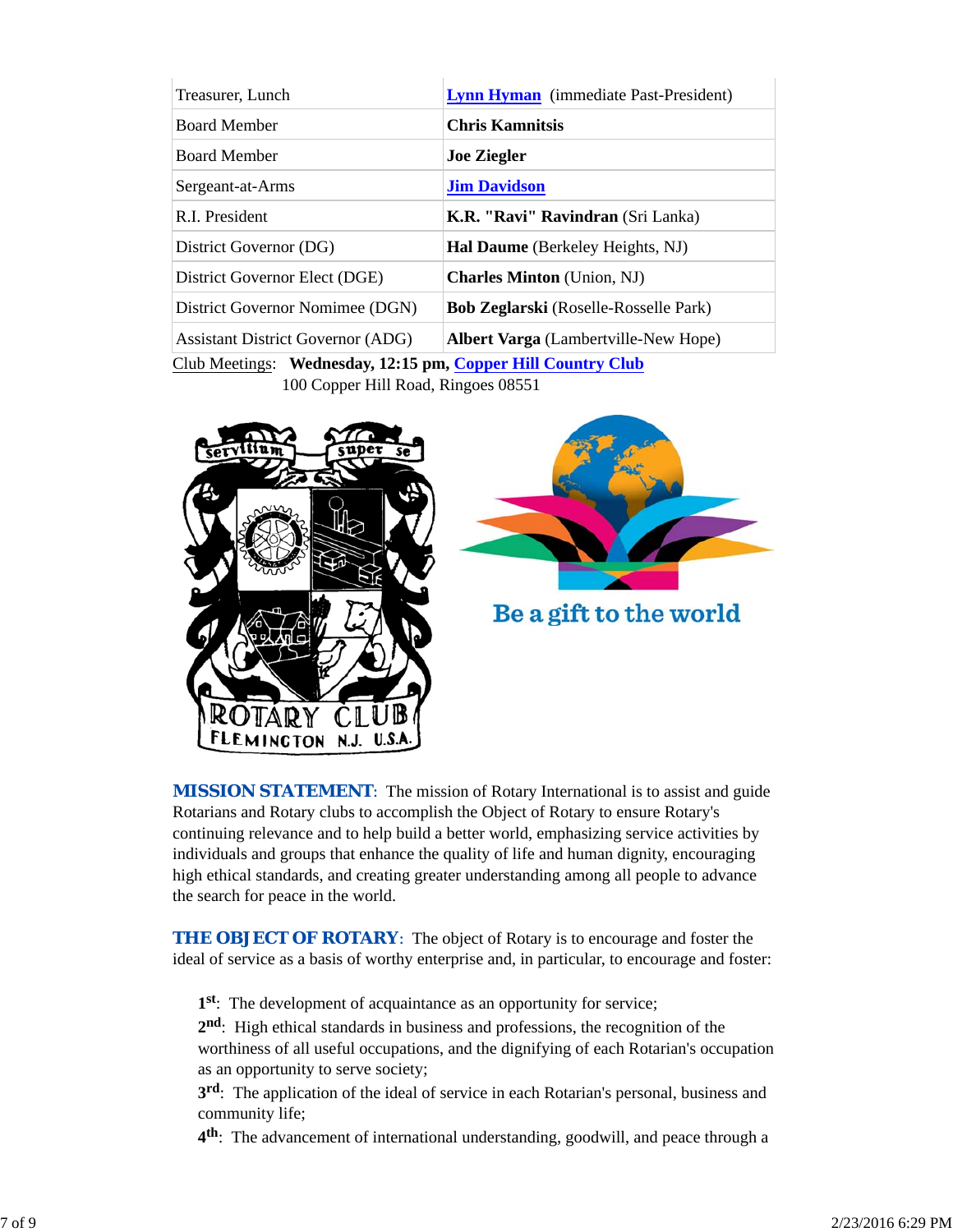| Treasurer, Lunch | **Lynn Hyman** (immediate Past-President) |
|---|---|
| Board Member | **Chris Kamnitsis** |
| Board Member | **Joe Ziegler** |
| Sergeant-at-Arms | **Jim Davidson** |
| R.I. President | **K.R. "Ravi" Ravindran** (Sri Lanka) |
| District Governor (DG) | **Hal Daume** (Berkeley Heights, NJ) |
| District Governor Elect (DGE) | **Charles Minton** (Union, NJ) |
| District Governor Nomimee (DGN) | **Bob Zeglarski** (Roselle-Rosselle Park) |
| Assistant District Governor (ADG) | **Albert Varga** (Lambertville-New Hope) |

Club Meetings: **Wednesday, 12:15 pm, Copper Hill Country Club**
100 Copper Hill Road, Ringoes 08551

**MISSION STATEMENT**: The mission of Rotary International is to assist and guide Rotarians and Rotary clubs to accomplish the Object of Rotary to ensure Rotary's continuing relevance and to help build a better world, emphasizing service activities by individuals and groups that enhance the quality of life and human dignity, encouraging high ethical standards, and creating greater understanding among all people to advance the search for peace in the world.

**THE OBJECT OF ROTARY**: The object of Rotary is to encourage and foster the ideal of service as a basis of worthy enterprise and, in particular, to encourage and foster:

**1st**: The development of acquaintance as an opportunity for service;
**2nd**: High ethical standards in business and professions, the recognition of the worthiness of all useful occupations, and the dignifying of each Rotarian's occupation as an opportunity to serve society;
**3rd**: The application of the ideal of service in each Rotarian's personal, business and community life;
**4th**: The advancement of international understanding, goodwill, and peace through a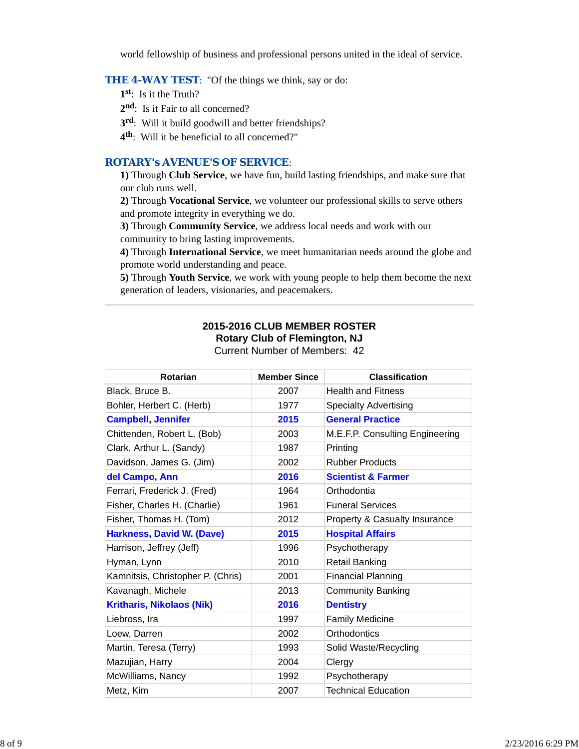world fellowship of business and professional persons united in the ideal of service.

**THE 4-WAY TEST**: "Of the things we think, say or do:

1st: Is it the Truth?
2nd: Is it Fair to all concerned?
3rd: Will it build goodwill and better friendships?
4th: Will it be beneficial to all concerned?"

**ROTARY's AVENUE'S OF SERVICE**:

**1)** Through **Club Service**, we have fun, build lasting friendships, and make sure that our club runs well.
**2)** Through **Vocational Service**, we volunteer our professional skills to serve others and promote integrity in everything we do.
**3)** Through **Community Service**, we address local needs and work with our community to bring lasting improvements.
**4)** Through **International Service**, we meet humanitarian needs around the globe and promote world understanding and peace.
**5)** Through **Youth Service**, we work with young people to help them become the next generation of leaders, visionaries, and peacemakers.

---

**2015-2016 CLUB MEMBER ROSTER**
**Rotary Club of Flemington, NJ**
Current Number of Members: 42

| Rotarian | Member Since | Classification |
|---|---|---|
| Black, Bruce B. | 2007 | Health and Fitness |
| Bohler, Herbert C. (Herb) | 1977 | Specialty Advertising |
| **Campbell, Jennifer** | **2015** | **General Practice** |
| Chittenden, Robert L. (Bob) | 2003 | M.E.F.P. Consulting Engineering |
| Clark, Arthur L. (Sandy) | 1987 | Printing |
| Davidson, James G. (Jim) | 2002 | Rubber Products |
| **del Campo, Ann** | **2016** | **Scientist & Farmer** |
| Ferrari, Frederick J. (Fred) | 1964 | Orthodontia |
| Fisher, Charles H. (Charlie) | 1961 | Funeral Services |
| Fisher, Thomas H. (Tom) | 2012 | Property & Casualty Insurance |
| **Harkness, David W. (Dave)** | **2015** | **Hospital Affairs** |
| Harrison, Jeffrey (Jeff) | 1996 | Psychotherapy |
| Hyman, Lynn | 2010 | Retail Banking |
| Kamnitsis, Christopher P. (Chris) | 2001 | Financial Planning |
| Kavanagh, Michele | 2013 | Community Banking |
| **Kritharis, Nikolaos (Nik)** | **2016** | **Dentistry** |
| Liebross, Ira | 1997 | Family Medicine |
| Loew, Darren | 2002 | Orthodontics |
| Martin, Teresa (Terry) | 1993 | Solid Waste/Recycling |
| Mazujian, Harry | 2004 | Clergy |
| McWilliams, Nancy | 1992 | Psychotherapy |
| Metz, Kim | 2007 | Technical Education |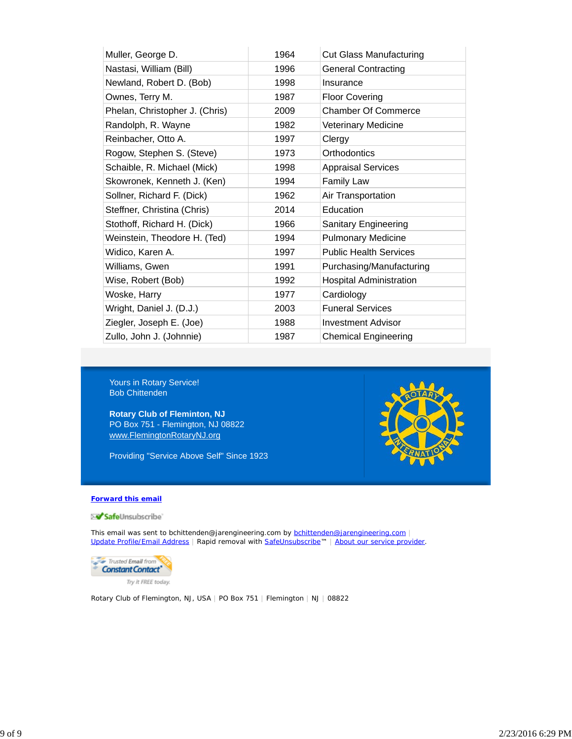| | | |
|---|---|---|
| Muller, George D. | 1964 | Cut Glass Manufacturing |
| Nastasi, William (Bill) | 1996 | General Contracting |
| Newland, Robert D. (Bob) | 1998 | Insurance |
| Ownes, Terry M. | 1987 | Floor Covering |
| Phelan, Christopher J. (Chris) | 2009 | Chamber Of Commerce |
| Randolph, R. Wayne | 1982 | Veterinary Medicine |
| Reinbacher, Otto A. | 1997 | Clergy |
| Rogow, Stephen S. (Steve) | 1973 | Orthodontics |
| Schaible, R. Michael (Mick) | 1998 | Appraisal Services |
| Skowronek, Kenneth J. (Ken) | 1994 | Family Law |
| Sollner, Richard F. (Dick) | 1962 | Air Transportation |
| Steffner, Christina (Chris) | 2014 | Education |
| Stothoff, Richard H. (Dick) | 1966 | Sanitary Engineering |
| Weinstein, Theodore H. (Ted) | 1994 | Pulmonary Medicine |
| Widico, Karen A. | 1997 | Public Health Services |
| Williams, Gwen | 1991 | Purchasing/Manufacturing |
| Wise, Robert (Bob) | 1992 | Hospital Administration |
| Woske, Harry | 1977 | Cardiology |
| Wright, Daniel J. (D.J.) | 2003 | Funeral Services |
| Ziegler, Joseph E. (Joe) | 1988 | Investment Advisor |
| Zullo, John J. (Johnnie) | 1987 | Chemical Engineering |

Yours in Rotary Service!
Bob Chittenden

**Rotary Club of Fleminton, NJ**
PO Box 751 - Flemington, NJ 08822
www.FlemingtonRotaryNJ.org

Providing "Service Above Self" Since 1923

**Forward this email**

SafeUnsubscribe

This email was sent to bchittenden@jarengineering.com by bchittenden@jarengineering.com | Update Profile/Email Address | Rapid removal with SafeUnsubscribe™ | About our service provider.

Trusted Email from Constant Contact — Try it FREE today.

Rotary Club of Flemington, NJ, USA | PO Box 751 | Flemington | NJ | 08822